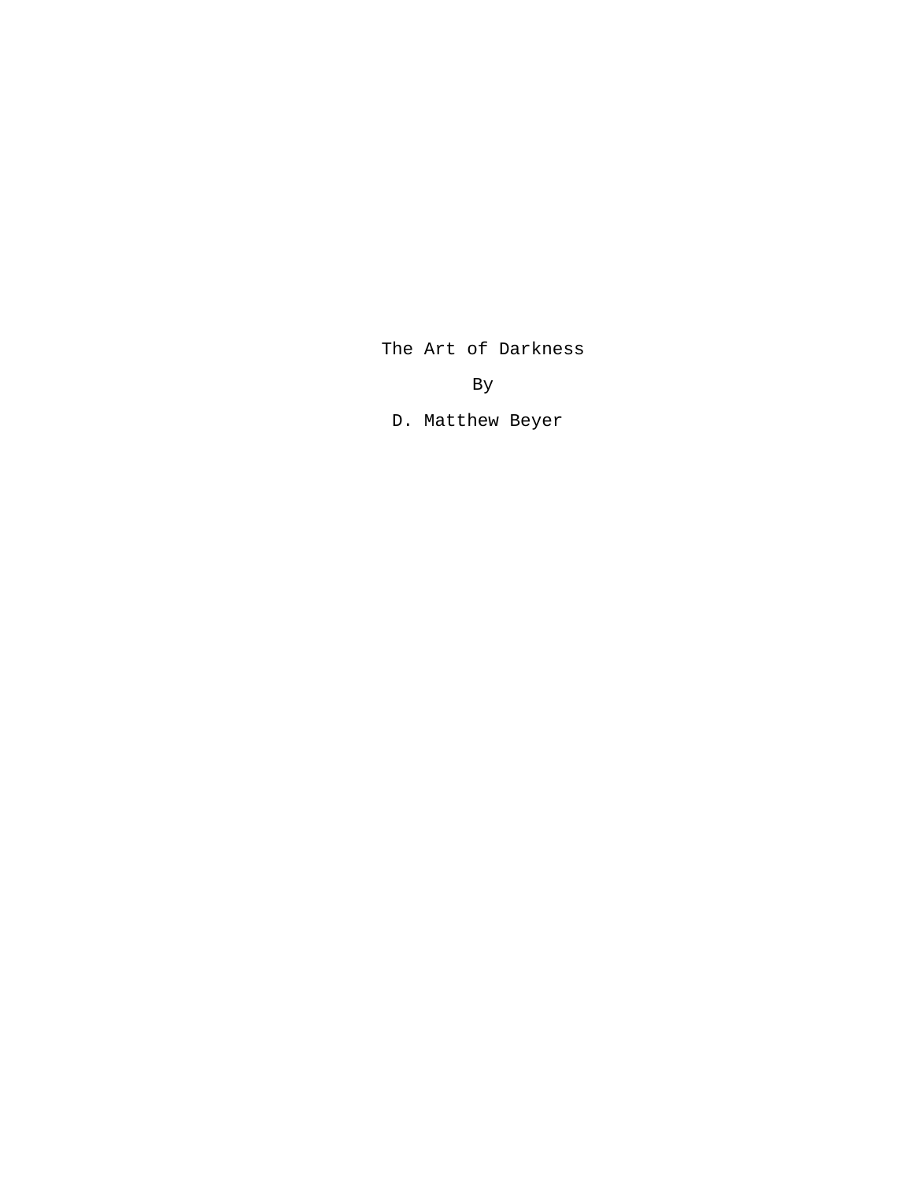# The Art of Darkness

By

D. Matthew Beyer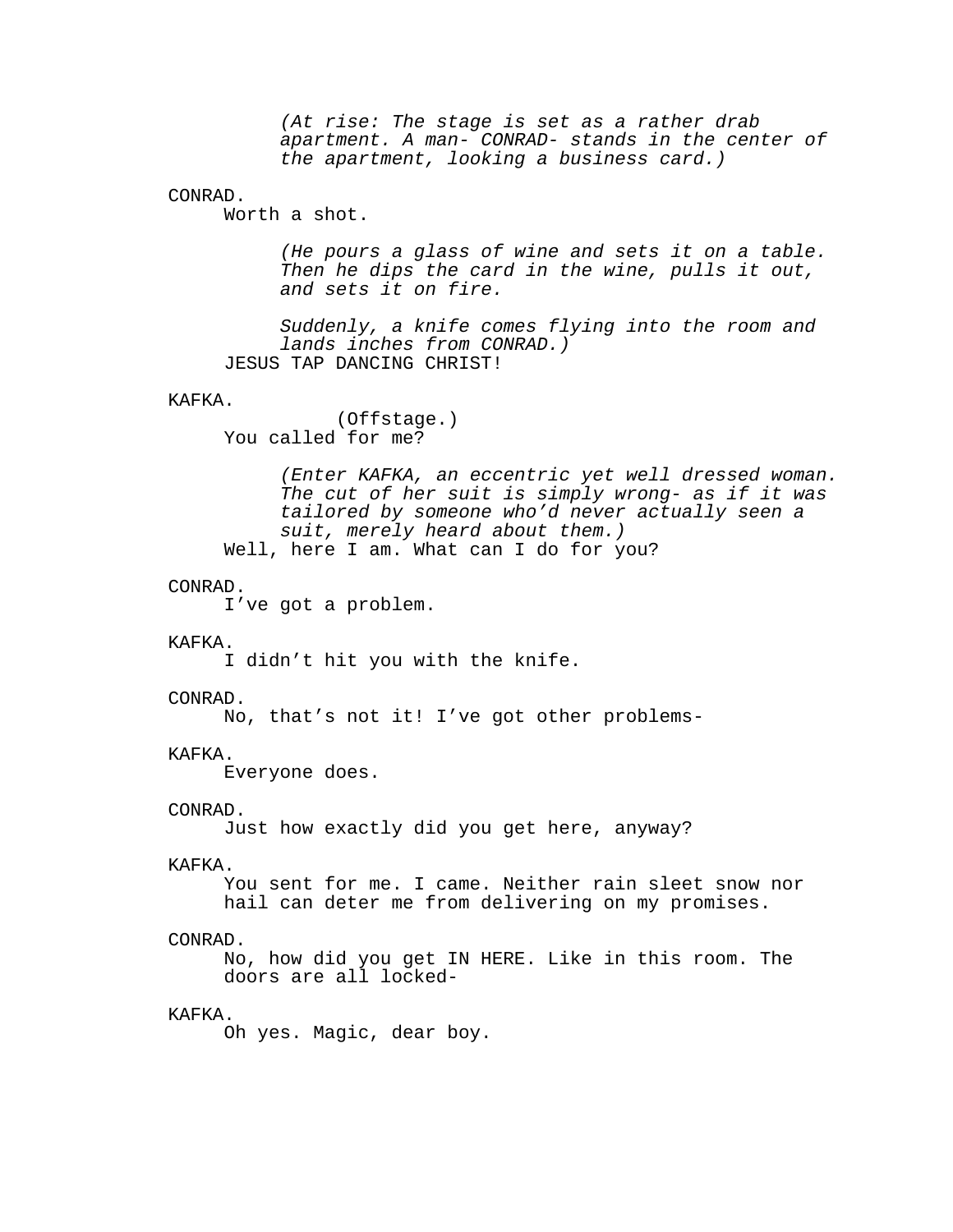*(At rise: The stage is set as a rather drab apartment. A man- CONRAD- stands in the center of the apartment, looking a business card.)*

CONRAD.
Worth a shot.

*(He pours a glass of wine and sets it on a table. Then he dips the card in the wine, pulls it out, and sets it on fire.*

*Suddenly, a knife comes flying into the room and lands inches from CONRAD.)*

JESUS TAP DANCING CHRIST!

KAFKA.
(Offstage.)
You called for me?

*(Enter KAFKA, an eccentric yet well dressed woman. The cut of her suit is simply wrong- as if it was tailored by someone who'd never actually seen a suit, merely heard about them.)*

Well, here I am. What can I do for you?

CONRAD.
I've got a problem.

KAFKA.
I didn't hit you with the knife.

CONRAD.
No, that's not it! I've got other problems-

KAFKA.
Everyone does.

CONRAD.
Just how exactly did you get here, anyway?

KAFKA.
You sent for me. I came. Neither rain sleet snow nor hail can deter me from delivering on my promises.

CONRAD.
No, how did you get IN HERE. Like in this room. The doors are all locked-

KAFKA.
Oh yes. Magic, dear boy.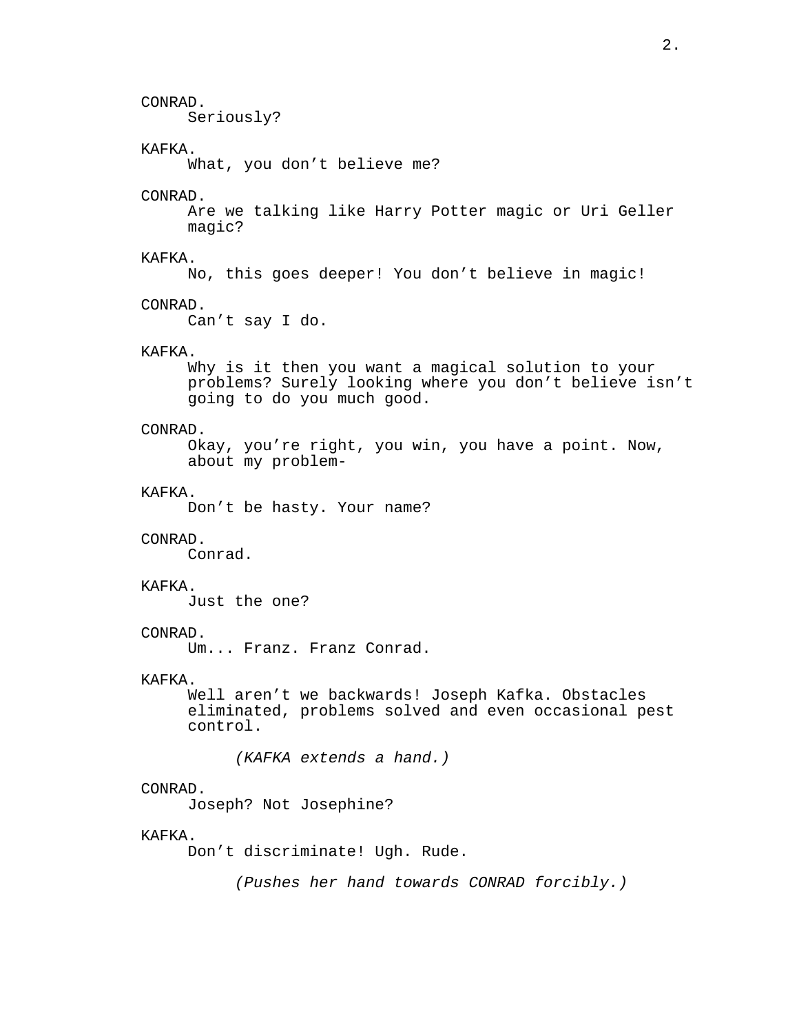CONRAD.
Seriously?

KAFKA.
What, you don't believe me?

CONRAD.
Are we talking like Harry Potter magic or Uri Geller magic?

KAFKA.
No, this goes deeper! You don't believe in magic!

CONRAD.
Can't say I do.

KAFKA.
Why is it then you want a magical solution to your problems? Surely looking where you don't believe isn't going to do you much good.

CONRAD.
Okay, you're right, you win, you have a point. Now, about my problem-

KAFKA.
Don't be hasty. Your name?

CONRAD.
Conrad.

KAFKA.
Just the one?

CONRAD.
Um... Franz. Franz Conrad.

KAFKA.
Well aren't we backwards! Joseph Kafka. Obstacles eliminated, problems solved and even occasional pest control.

*(KAFKA extends a hand.)*

CONRAD.
Joseph? Not Josephine?

KAFKA.
Don't discriminate! Ugh. Rude.

*(Pushes her hand towards CONRAD forcibly.)*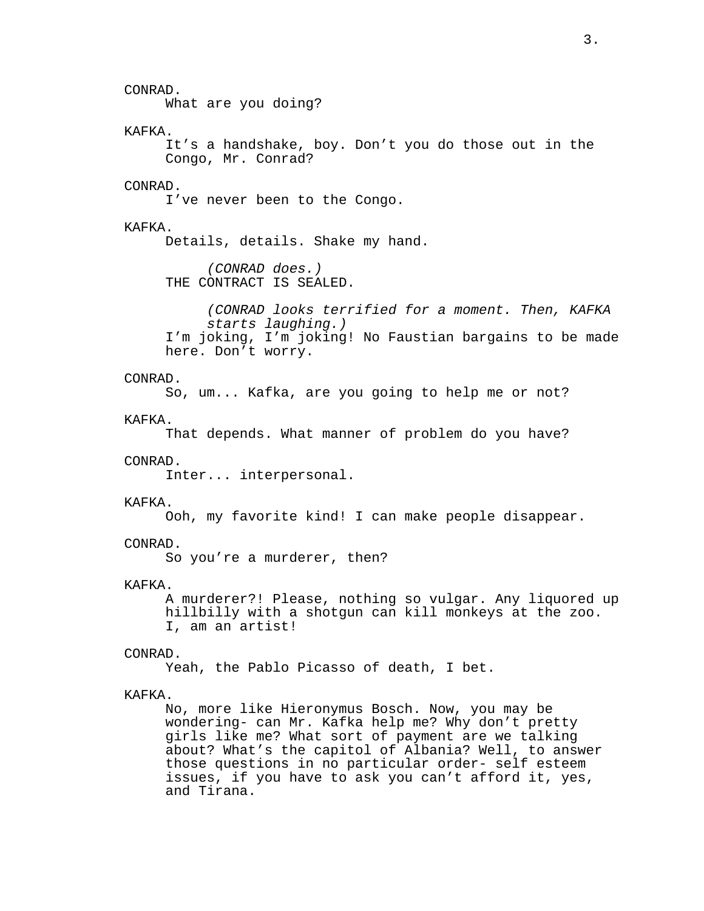CONRAD.
What are you doing?

KAFKA.
It's a handshake, boy. Don't you do those out in the Congo, Mr. Conrad?

CONRAD.
I've never been to the Congo.

KAFKA.
Details, details. Shake my hand.

*(CONRAD does.)*

THE CONTRACT IS SEALED.

*(CONRAD looks terrified for a moment. Then, KAFKA starts laughing.)*

I'm joking, I'm joking! No Faustian bargains to be made here. Don't worry.

CONRAD.
So, um... Kafka, are you going to help me or not?

KAFKA.
That depends. What manner of problem do you have?

CONRAD.
Inter... interpersonal.

KAFKA.
Ooh, my favorite kind! I can make people disappear.

CONRAD.
So you're a murderer, then?

KAFKA.
A murderer?! Please, nothing so vulgar. Any liquored up hillbilly with a shotgun can kill monkeys at the zoo. I, am an artist!

CONRAD.
Yeah, the Pablo Picasso of death, I bet.

KAFKA.
No, more like Hieronymus Bosch. Now, you may be wondering- can Mr. Kafka help me? Why don't pretty girls like me? What sort of payment are we talking about? What's the capitol of Albania? Well, to answer those questions in no particular order- self esteem issues, if you have to ask you can't afford it, yes, and Tirana.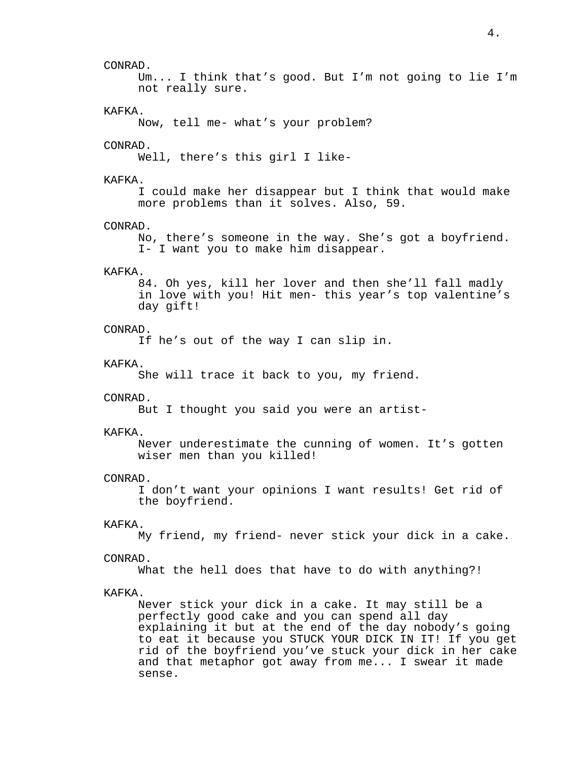CONRAD.

Um... I think that's good. But I'm not going to lie I'm not really sure.

KAFKA.

Now, tell me- what's your problem?

CONRAD.

Well, there's this girl I like-

KAFKA.

I could make her disappear but I think that would make more problems than it solves. Also, 59.

CONRAD.

No, there's someone in the way. She's got a boyfriend. I- I want you to make him disappear.

KAFKA.

84. Oh yes, kill her lover and then she'll fall madly in love with you! Hit men- this year's top valentine's day gift!

CONRAD.

If he's out of the way I can slip in.

KAFKA.

She will trace it back to you, my friend.

CONRAD.

But I thought you said you were an artist-

KAFKA.

Never underestimate the cunning of women. It's gotten wiser men than you killed!

CONRAD.

I don't want your opinions I want results! Get rid of the boyfriend.

KAFKA.

My friend, my friend- never stick your dick in a cake.

CONRAD.

What the hell does that have to do with anything?!

KAFKA.

Never stick your dick in a cake. It may still be a perfectly good cake and you can spend all day explaining it but at the end of the day nobody's going to eat it because you STUCK YOUR DICK IN IT! If you get rid of the boyfriend you've stuck your dick in her cake and that metaphor got away from me... I swear it made sense.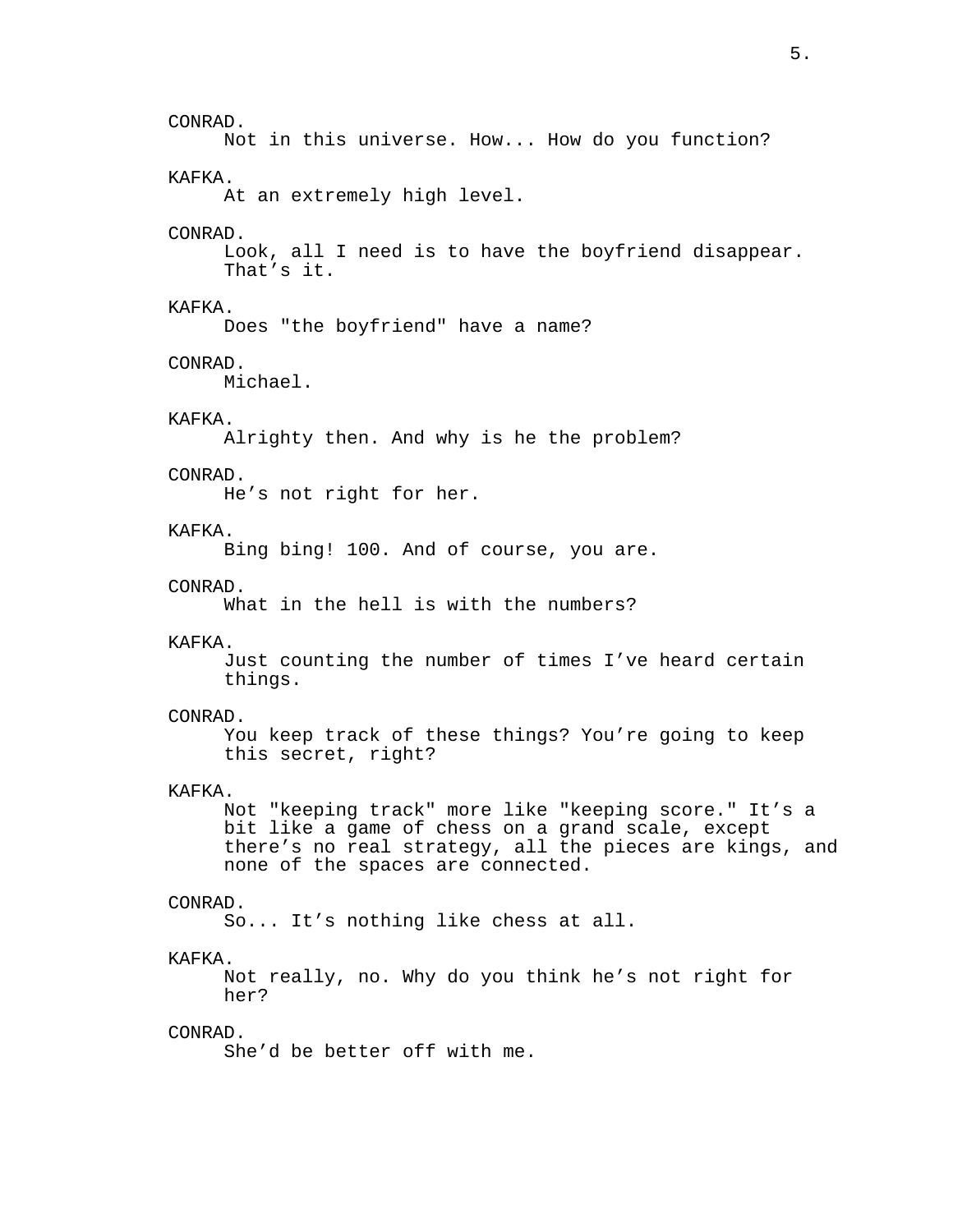CONRAD.
Not in this universe. How... How do you function?

KAFKA.
At an extremely high level.

CONRAD.
Look, all I need is to have the boyfriend disappear. That’s it.

KAFKA.
Does "the boyfriend" have a name?

CONRAD.
Michael.

KAFKA.
Alrighty then. And why is he the problem?

CONRAD.
He’s not right for her.

KAFKA.
Bing bing! 100. And of course, you are.

CONRAD.
What in the hell is with the numbers?

KAFKA.
Just counting the number of times I’ve heard certain things.

CONRAD.
You keep track of these things? You’re going to keep this secret, right?

KAFKA.
Not "keeping track" more like "keeping score." It’s a bit like a game of chess on a grand scale, except there’s no real strategy, all the pieces are kings, and none of the spaces are connected.

CONRAD.
So... It’s nothing like chess at all.

KAFKA.
Not really, no. Why do you think he’s not right for her?

CONRAD.
She’d be better off with me.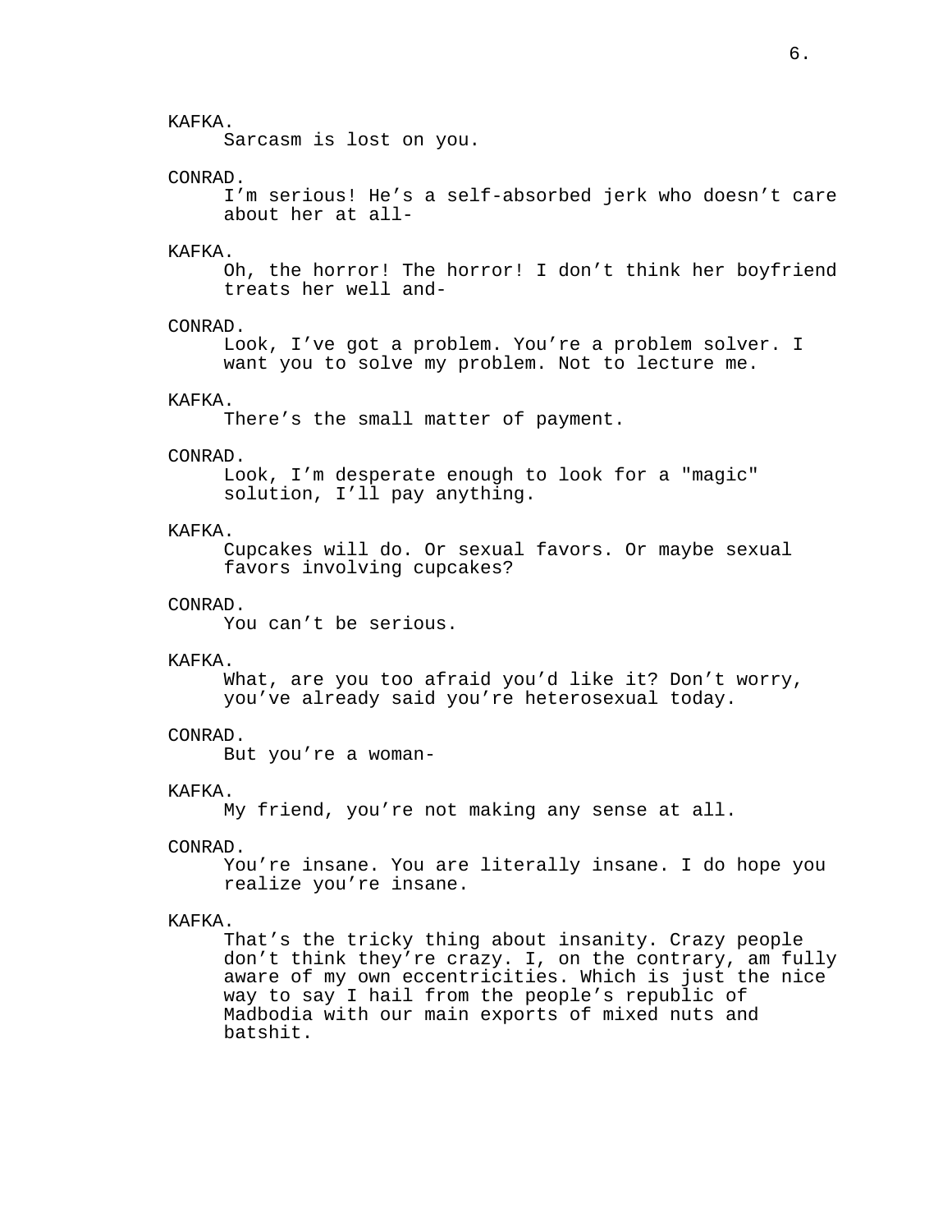KAFKA.
Sarcasm is lost on you.

CONRAD.
I’m serious! He’s a self-absorbed jerk who doesn’t care about her at all-

KAFKA.
Oh, the horror! The horror! I don’t think her boyfriend treats her well and-

CONRAD.
Look, I’ve got a problem. You’re a problem solver. I want you to solve my problem. Not to lecture me.

KAFKA.
There’s the small matter of payment.

CONRAD.
Look, I’m desperate enough to look for a "magic" solution, I’ll pay anything.

KAFKA.
Cupcakes will do. Or sexual favors. Or maybe sexual favors involving cupcakes?

CONRAD.
You can’t be serious.

KAFKA.
What, are you too afraid you’d like it? Don’t worry, you’ve already said you’re heterosexual today.

CONRAD.
But you’re a woman-

KAFKA.
My friend, you’re not making any sense at all.

CONRAD.
You’re insane. You are literally insane. I do hope you realize you’re insane.

KAFKA.
That’s the tricky thing about insanity. Crazy people don’t think they’re crazy. I, on the contrary, am fully aware of my own eccentricities. Which is just the nice way to say I hail from the people’s republic of Madbodia with our main exports of mixed nuts and batshit.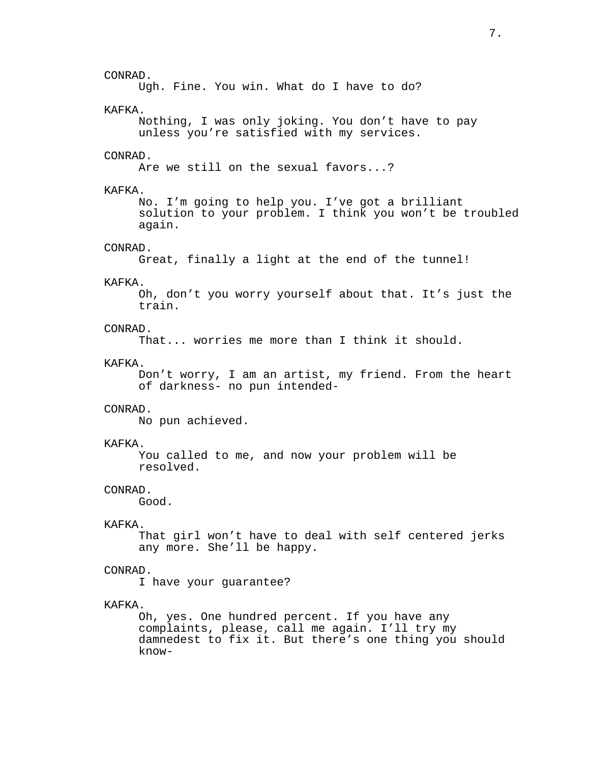CONRAD.
Ugh. Fine. You win. What do I have to do?

KAFKA.
Nothing, I was only joking. You don't have to pay unless you're satisfied with my services.

CONRAD.
Are we still on the sexual favors...?

KAFKA.
No. I'm going to help you. I've got a brilliant solution to your problem. I think you won't be troubled again.

CONRAD.
Great, finally a light at the end of the tunnel!

KAFKA.
Oh, don't you worry yourself about that. It's just the train.

CONRAD.
That... worries me more than I think it should.

KAFKA.
Don't worry, I am an artist, my friend. From the heart of darkness- no pun intended-

CONRAD.
No pun achieved.

KAFKA.
You called to me, and now your problem will be resolved.

CONRAD.
Good.

KAFKA.
That girl won't have to deal with self centered jerks any more. She'll be happy.

CONRAD.
I have your guarantee?

KAFKA.
Oh, yes. One hundred percent. If you have any complaints, please, call me again. I'll try my damnedest to fix it. But there's one thing you should know-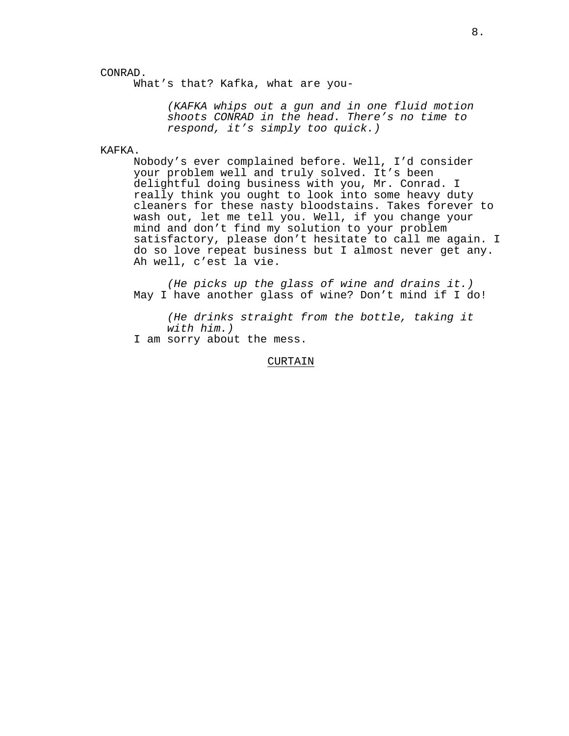CONRAD.

What's that? Kafka, what are you-

*(KAFKA whips out a gun and in one fluid motion shoots CONRAD in the head. There's no time to respond, it's simply too quick.)*

KAFKA.

Nobody's ever complained before. Well, I'd consider your problem well and truly solved. It's been delightful doing business with you, Mr. Conrad. I really think you ought to look into some heavy duty cleaners for these nasty bloodstains. Takes forever to wash out, let me tell you. Well, if you change your mind and don't find my solution to your problem satisfactory, please don't hesitate to call me again. I do so love repeat business but I almost never get any. Ah well, c'est la vie.

*(He picks up the glass of wine and drains it.)*

May I have another glass of wine? Don't mind if I do!

*(He drinks straight from the bottle, taking it with him.)*

I am sorry about the mess.

CURTAIN